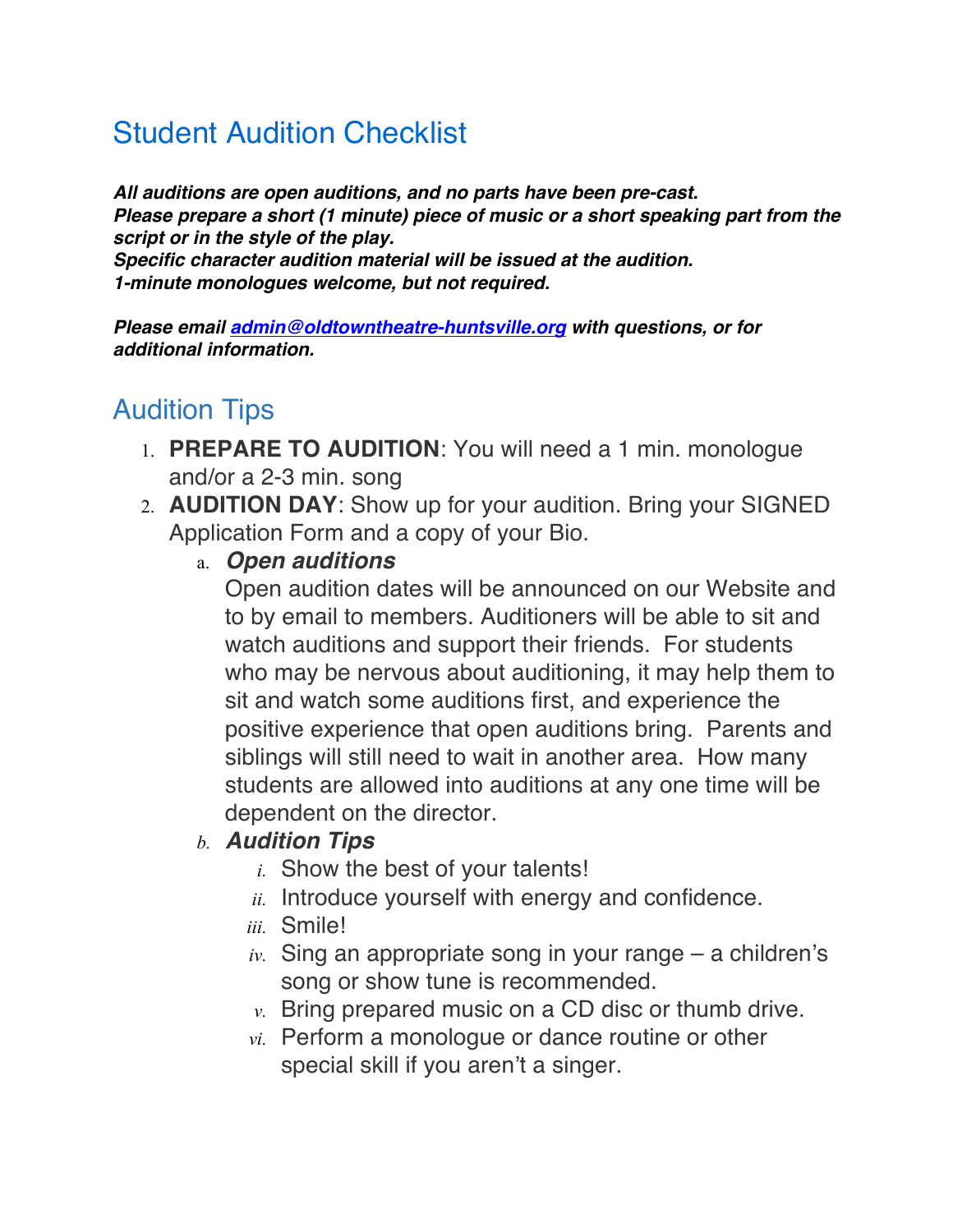# Student Audition Checklist

***All auditions are open auditions, and no parts have been pre-cast.***
***Please prepare a short (1 minute) piece of music or a short speaking part from the script or in the style of the play.***
***Specific character audition material will be issued at the audition.***
***1-minute monologues welcome, but not required.***

***Please email [admin@oldtowntheatre-huntsville.org](mailto:admin@oldtowntheatre-huntsville.org) with questions, or for additional information.***

## Audition Tips

1. **PREPARE TO AUDITION**: You will need a 1 min. monologue and/or a 2-3 min. song
2. **AUDITION DAY**: Show up for your audition. Bring your SIGNED Application Form and a copy of your Bio.
   a. ***Open auditions***
   Open audition dates will be announced on our Website and to by email to members. Auditioners will be able to sit and watch auditions and support their friends. For students who may be nervous about auditioning, it may help them to sit and watch some auditions first, and experience the positive experience that open auditions bring. Parents and siblings will still need to wait in another area. How many students are allowed into auditions at any one time will be dependent on the director.
   b. ***Audition Tips***
      i. Show the best of your talents!
      ii. Introduce yourself with energy and confidence.
      iii. Smile!
      iv. Sing an appropriate song in your range – a children's song or show tune is recommended.
      v. Bring prepared music on a CD disc or thumb drive.
      vi. Perform a monologue or dance routine or other special skill if you aren't a singer.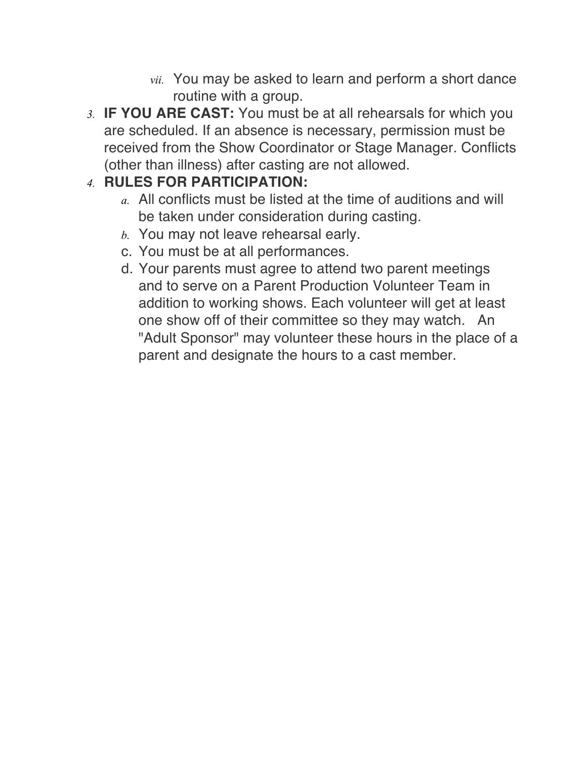vii. You may be asked to learn and perform a short dance routine with a group.

3. **IF YOU ARE CAST:** You must be at all rehearsals for which you are scheduled. If an absence is necessary, permission must be received from the Show Coordinator or Stage Manager. Conflicts (other than illness) after casting are not allowed.

4. **RULES FOR PARTICIPATION:**
   a. All conflicts must be listed at the time of auditions and will be taken under consideration during casting.
   b. You may not leave rehearsal early.
   c. You must be at all performances.
   d. Your parents must agree to attend two parent meetings and to serve on a Parent Production Volunteer Team in addition to working shows. Each volunteer will get at least one show off of their committee so they may watch. An "Adult Sponsor" may volunteer these hours in the place of a parent and designate the hours to a cast member.